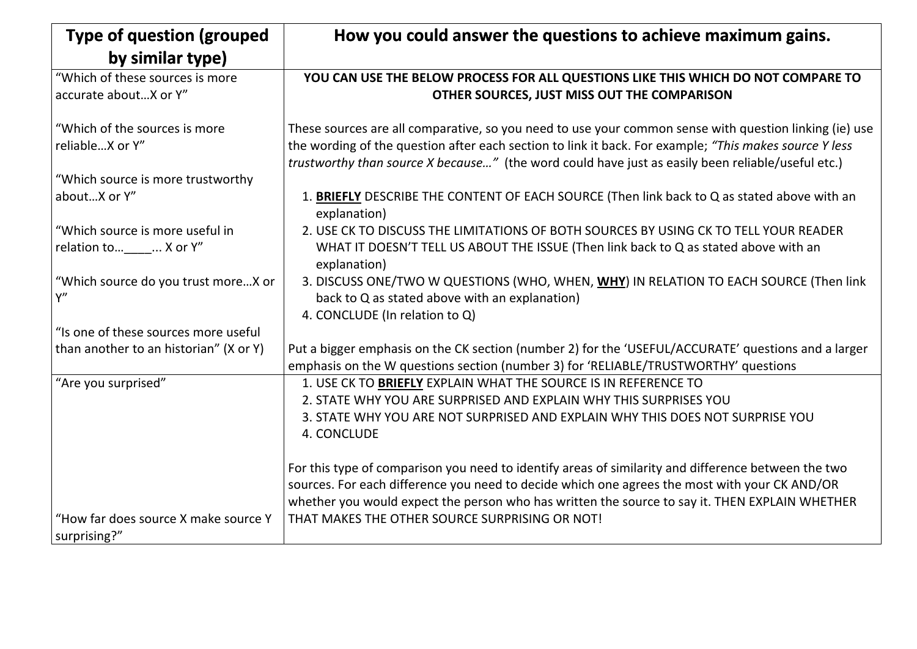| Type of question (grouped by similar type) | How you could answer the questions to achieve maximum gains. |
|---|---|
| "Which of these sources is more accurate about…X or Y"<br><br>"Which of the sources is more reliable…X or Y"<br><br>"Which source is more trustworthy about…X or Y"<br><br>"Which source is more useful in relation to…____... X or Y"<br><br>"Which source do you trust more…X or Y"<br><br>"Is one of these sources more useful than another to an historian" (X or Y) | **YOU CAN USE THE BELOW PROCESS FOR ALL QUESTIONS LIKE THIS WHICH DO NOT COMPARE TO OTHER SOURCES, JUST MISS OUT THE COMPARISON**<br><br>These sources are all comparative, so you need to use your common sense with question linking (ie) use the wording of the question after each section to link it back. For example; *"This makes source Y less trustworthy than source X because…"* (the word could have just as easily been reliable/useful etc.)<br><br>1. **BRIEFLY** DESCRIBE THE CONTENT OF EACH SOURCE (Then link back to Q as stated above with an explanation)<br>2. USE CK TO DISCUSS THE LIMITATIONS OF BOTH SOURCES BY USING CK TO TELL YOUR READER WHAT IT DOESN'T TELL US ABOUT THE ISSUE (Then link back to Q as stated above with an explanation)<br>3. DISCUSS ONE/TWO W QUESTIONS (WHO, WHEN, **WHY**) IN RELATION TO EACH SOURCE (Then link back to Q as stated above with an explanation)<br>4. CONCLUDE (In relation to Q)<br><br>Put a bigger emphasis on the CK section (number 2) for the 'USEFUL/ACCURATE' questions and a larger emphasis on the W questions section (number 3) for 'RELIABLE/TRUSTWORTHY' questions |
| "Are you surprised"<br><br><br><br><br><br><br>"How far does source X make source Y surprising?" | 1. USE CK TO **BRIEFLY** EXPLAIN WHAT THE SOURCE IS IN REFERENCE TO<br>2. STATE WHY YOU ARE SURPRISED AND EXPLAIN WHY THIS SURPRISES YOU<br>3. STATE WHY YOU ARE NOT SURPRISED AND EXPLAIN WHY THIS DOES NOT SURPRISE YOU<br>4. CONCLUDE<br><br>For this type of comparison you need to identify areas of similarity and difference between the two sources. For each difference you need to decide which one agrees the most with your CK AND/OR whether you would expect the person who has written the source to say it. THEN EXPLAIN WHETHER THAT MAKES THE OTHER SOURCE SURPRISING OR NOT! |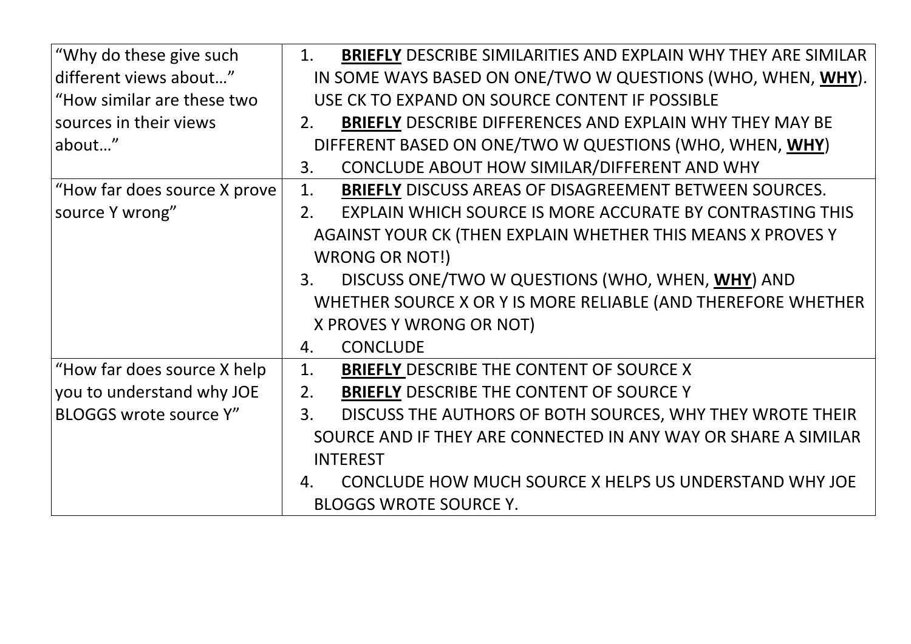| | |
|---|---|
| "Why do these give such different views about…" "How similar are these two sources in their views about…" | 1. **BRIEFLY** DESCRIBE SIMILARITIES AND EXPLAIN WHY THEY ARE SIMILAR IN SOME WAYS BASED ON ONE/TWO W QUESTIONS (WHO, WHEN, **WHY**). USE CK TO EXPAND ON SOURCE CONTENT IF POSSIBLE<br>2. **BRIEFLY** DESCRIBE DIFFERENCES AND EXPLAIN WHY THEY MAY BE DIFFERENT BASED ON ONE/TWO W QUESTIONS (WHO, WHEN, **WHY**)<br>3. CONCLUDE ABOUT HOW SIMILAR/DIFFERENT AND WHY |
| "How far does source X prove source Y wrong" | 1. **BRIEFLY** DISCUSS AREAS OF DISAGREEMENT BETWEEN SOURCES.<br>2. EXPLAIN WHICH SOURCE IS MORE ACCURATE BY CONTRASTING THIS AGAINST YOUR CK (THEN EXPLAIN WHETHER THIS MEANS X PROVES Y WRONG OR NOT!)<br>3. DISCUSS ONE/TWO W QUESTIONS (WHO, WHEN, **WHY**) AND WHETHER SOURCE X OR Y IS MORE RELIABLE (AND THEREFORE WHETHER X PROVES Y WRONG OR NOT)<br>4. CONCLUDE |
| "How far does source X help you to understand why JOE BLOGGS wrote source Y" | 1. **BRIEFLY** DESCRIBE THE CONTENT OF SOURCE X<br>2. **BRIEFLY** DESCRIBE THE CONTENT OF SOURCE Y<br>3. DISCUSS THE AUTHORS OF BOTH SOURCES, WHY THEY WROTE THEIR SOURCE AND IF THEY ARE CONNECTED IN ANY WAY OR SHARE A SIMILAR INTEREST<br>4. CONCLUDE HOW MUCH SOURCE X HELPS US UNDERSTAND WHY JOE BLOGGS WROTE SOURCE Y. |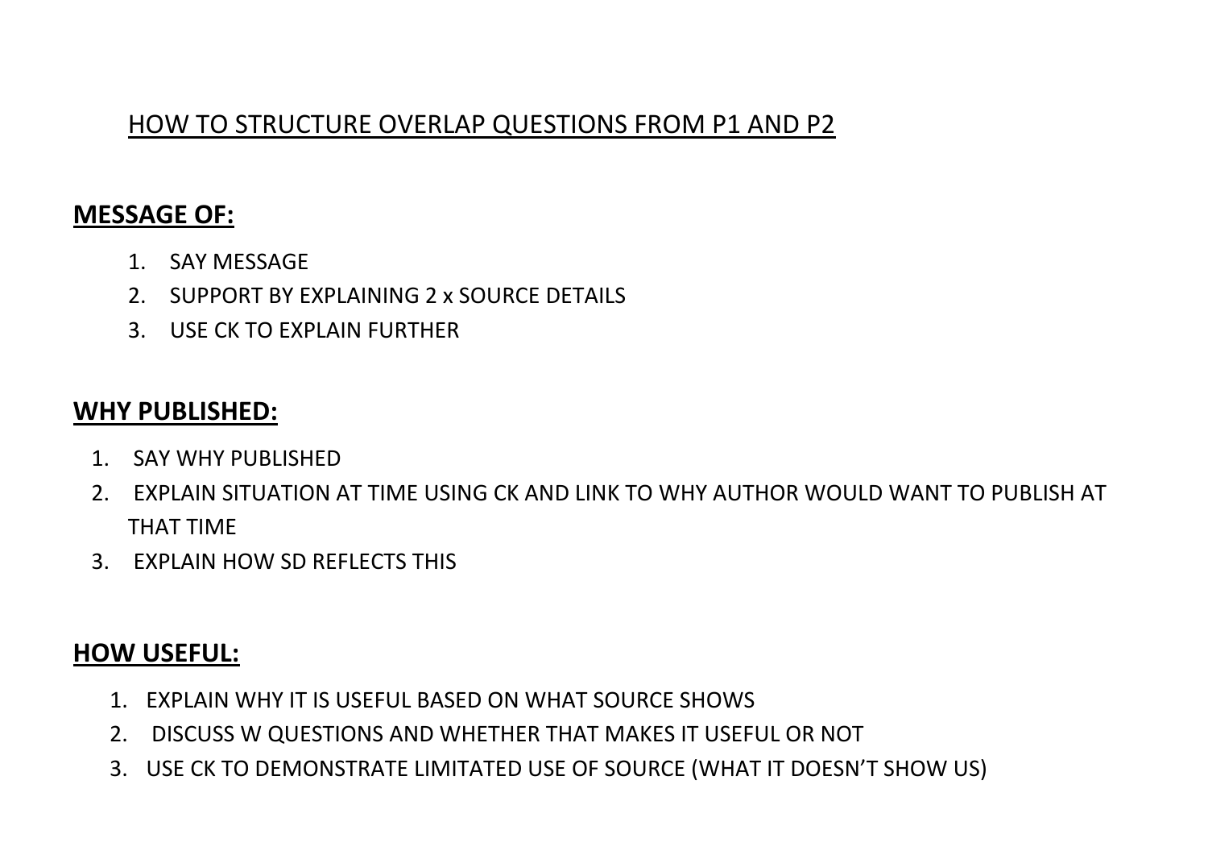# HOW TO STRUCTURE OVERLAP QUESTIONS FROM P1 AND P2

**MESSAGE OF:**

1. SAY MESSAGE
2. SUPPORT BY EXPLAINING 2 x SOURCE DETAILS
3. USE CK TO EXPLAIN FURTHER

**WHY PUBLISHED:**

1. SAY WHY PUBLISHED
2. EXPLAIN SITUATION AT TIME USING CK AND LINK TO WHY AUTHOR WOULD WANT TO PUBLISH AT THAT TIME
3. EXPLAIN HOW SD REFLECTS THIS

**HOW USEFUL:**

1. EXPLAIN WHY IT IS USEFUL BASED ON WHAT SOURCE SHOWS
2. DISCUSS W QUESTIONS AND WHETHER THAT MAKES IT USEFUL OR NOT
3. USE CK TO DEMONSTRATE LIMITATED USE OF SOURCE (WHAT IT DOESN'T SHOW US)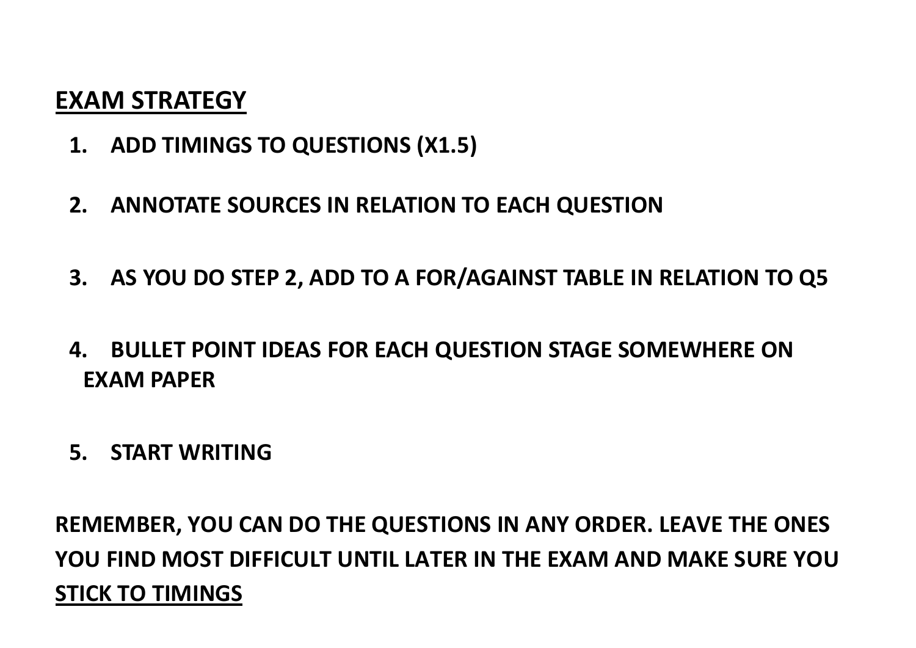## <u>EXAM STRATEGY</u>

1. **ADD TIMINGS TO QUESTIONS (X1.5)**
2. **ANNOTATE SOURCES IN RELATION TO EACH QUESTION**
3. **AS YOU DO STEP 2, ADD TO A FOR/AGAINST TABLE IN RELATION TO Q5**
4. **BULLET POINT IDEAS FOR EACH QUESTION STAGE SOMEWHERE ON EXAM PAPER**
5. **START WRITING**

**REMEMBER, YOU CAN DO THE QUESTIONS IN ANY ORDER. LEAVE THE ONES YOU FIND MOST DIFFICULT UNTIL LATER IN THE EXAM AND MAKE SURE YOU <u>STICK TO TIMINGS</u>**